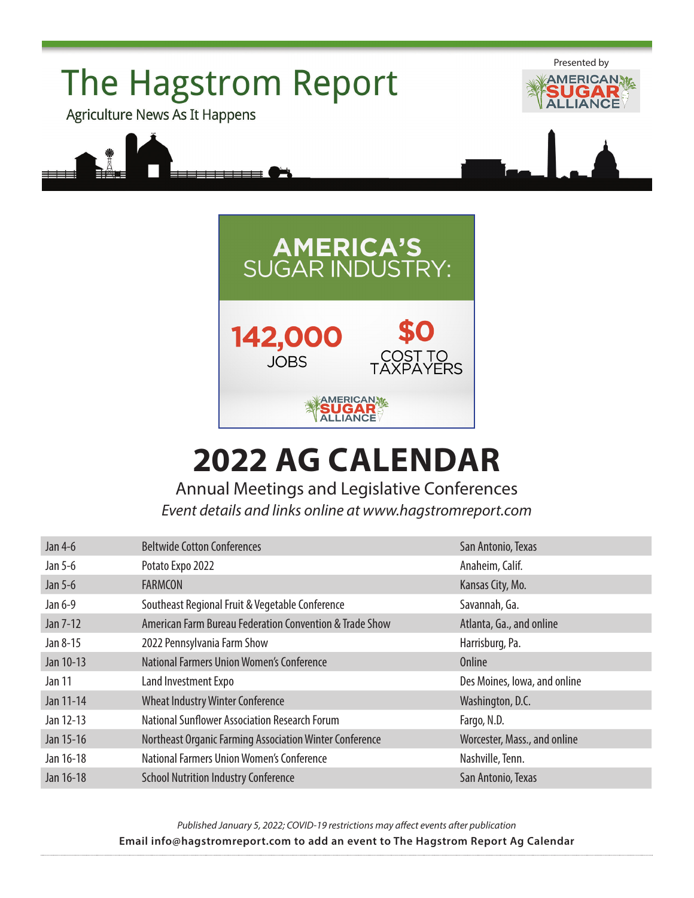# The Hagstrom Report

Agriculture News As It Happens

Presented by American Sugar Alliance

**AMERICA'S**
SUGAR INDUSTRY:

**142,000** JOBS

**$0** COST TO TAXPAYERS

American Sugar Alliance

# 2022 AG CALENDAR

Annual Meetings and Legislative Conferences

*Event details and links online at www.hagstromreport.com*

| | | |
|---|---|---|
| Jan 4-6 | Beltwide Cotton Conferences | San Antonio, Texas |
| Jan 5-6 | Potato Expo 2022 | Anaheim, Calif. |
| Jan 5-6 | FARMCON | Kansas City, Mo. |
| Jan 6-9 | Southeast Regional Fruit & Vegetable Conference | Savannah, Ga. |
| Jan 7-12 | American Farm Bureau Federation Convention & Trade Show | Atlanta, Ga., and online |
| Jan 8-15 | 2022 Pennsylvania Farm Show | Harrisburg, Pa. |
| Jan 10-13 | National Farmers Union Women's Conference | Online |
| Jan 11 | Land Investment Expo | Des Moines, Iowa, and online |
| Jan 11-14 | Wheat Industry Winter Conference | Washington, D.C. |
| Jan 12-13 | National Sunflower Association Research Forum | Fargo, N.D. |
| Jan 15-16 | Northeast Organic Farming Association Winter Conference | Worcester, Mass., and online |
| Jan 16-18 | National Farmers Union Women's Conference | Nashville, Tenn. |
| Jan 16-18 | School Nutrition Industry Conference | San Antonio, Texas |

*Published January 5, 2022; COVID-19 restrictions may affect events after publication*

**Email info@hagstromreport.com to add an event to The Hagstrom Report Ag Calendar**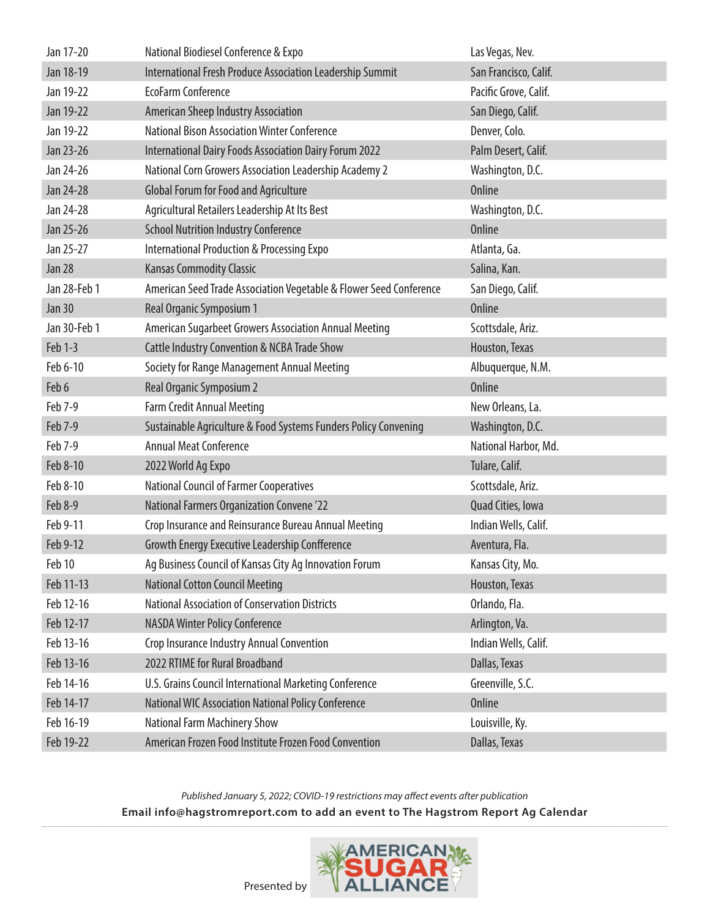| | | |
|---|---|---|
| Jan 17-20 | National Biodiesel Conference & Expo | Las Vegas, Nev. |
| Jan 18-19 | International Fresh Produce Association Leadership Summit | San Francisco, Calif. |
| Jan 19-22 | EcoFarm Conference | Pacific Grove, Calif. |
| Jan 19-22 | American Sheep Industry Association | San Diego, Calif. |
| Jan 19-22 | National Bison Association Winter Conference | Denver, Colo. |
| Jan 23-26 | International Dairy Foods Association Dairy Forum 2022 | Palm Desert, Calif. |
| Jan 24-26 | National Corn Growers Association Leadership Academy 2 | Washington, D.C. |
| Jan 24-28 | Global Forum for Food and Agriculture | Online |
| Jan 24-28 | Agricultural Retailers Leadership At Its Best | Washington, D.C. |
| Jan 25-26 | School Nutrition Industry Conference | Online |
| Jan 25-27 | International Production & Processing Expo | Atlanta, Ga. |
| Jan 28 | Kansas Commodity Classic | Salina, Kan. |
| Jan 28-Feb 1 | American Seed Trade Association Vegetable & Flower Seed Conference | San Diego, Calif. |
| Jan 30 | Real Organic Symposium 1 | Online |
| Jan 30-Feb 1 | American Sugarbeet Growers Association Annual Meeting | Scottsdale, Ariz. |
| Feb 1-3 | Cattle Industry Convention & NCBA Trade Show | Houston, Texas |
| Feb 6-10 | Society for Range Management Annual Meeting | Albuquerque, N.M. |
| Feb 6 | Real Organic Symposium 2 | Online |
| Feb 7-9 | Farm Credit Annual Meeting | New Orleans, La. |
| Feb 7-9 | Sustainable Agriculture & Food Systems Funders Policy Convening | Washington, D.C. |
| Feb 7-9 | Annual Meat Conference | National Harbor, Md. |
| Feb 8-10 | 2022 World Ag Expo | Tulare, Calif. |
| Feb 8-10 | National Council of Farmer Cooperatives | Scottsdale, Ariz. |
| Feb 8-9 | National Farmers Organization Convene '22 | Quad Cities, Iowa |
| Feb 9-11 | Crop Insurance and Reinsurance Bureau Annual Meeting | Indian Wells, Calif. |
| Feb 9-12 | Growth Energy Executive Leadership Confference | Aventura, Fla. |
| Feb 10 | Ag Business Council of Kansas City Ag Innovation Forum | Kansas City, Mo. |
| Feb 11-13 | National Cotton Council Meeting | Houston, Texas |
| Feb 12-16 | National Association of Conservation Districts | Orlando, Fla. |
| Feb 12-17 | NASDA Winter Policy Conference | Arlington, Va. |
| Feb 13-16 | Crop Insurance Industry Annual Convention | Indian Wells, Calif. |
| Feb 13-16 | 2022 RTIME for Rural Broadband | Dallas, Texas |
| Feb 14-16 | U.S. Grains Council International Marketing Conference | Greenville, S.C. |
| Feb 14-17 | National WIC Association National Policy Conference | Online |
| Feb 16-19 | National Farm Machinery Show | Louisville, Ky. |
| Feb 19-22 | American Frozen Food Institute Frozen Food Convention | Dallas, Texas |

*Published January 5, 2022; COVID-19 restrictions may affect events after publication*

**Email info@hagstromreport.com to add an event to The Hagstrom Report Ag Calendar**

Presented by AMERICAN SUGAR ALLIANCE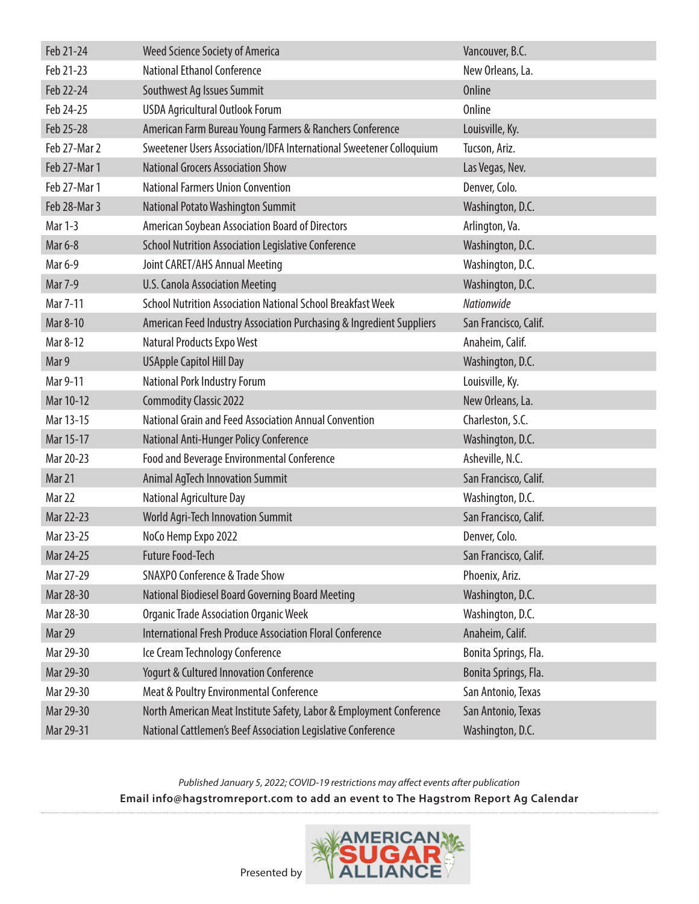| | | |
|---|---|---|
| Feb 21-24 | Weed Science Society of America | Vancouver, B.C. |
| Feb 21-23 | National Ethanol Conference | New Orleans, La. |
| Feb 22-24 | Southwest Ag Issues Summit | Online |
| Feb 24-25 | USDA Agricultural Outlook Forum | Online |
| Feb 25-28 | American Farm Bureau Young Farmers & Ranchers Conference | Louisville, Ky. |
| Feb 27-Mar 2 | Sweetener Users Association/IDFA International Sweetener Colloquium | Tucson, Ariz. |
| Feb 27-Mar 1 | National Grocers Association Show | Las Vegas, Nev. |
| Feb 27-Mar 1 | National Farmers Union Convention | Denver, Colo. |
| Feb 28-Mar 3 | National Potato Washington Summit | Washington, D.C. |
| Mar 1-3 | American Soybean Association Board of Directors | Arlington, Va. |
| Mar 6-8 | School Nutrition Association Legislative Conference | Washington, D.C. |
| Mar 6-9 | Joint CARET/AHS Annual Meeting | Washington, D.C. |
| Mar 7-9 | U.S. Canola Association Meeting | Washington, D.C. |
| Mar 7-11 | School Nutrition Association National School Breakfast Week | *Nationwide* |
| Mar 8-10 | American Feed Industry Association Purchasing & Ingredient Suppliers | San Francisco, Calif. |
| Mar 8-12 | Natural Products Expo West | Anaheim, Calif. |
| Mar 9 | USApple Capitol Hill Day | Washington, D.C. |
| Mar 9-11 | National Pork Industry Forum | Louisville, Ky. |
| Mar 10-12 | Commodity Classic 2022 | New Orleans, La. |
| Mar 13-15 | National Grain and Feed Association Annual Convention | Charleston, S.C. |
| Mar 15-17 | National Anti-Hunger Policy Conference | Washington, D.C. |
| Mar 20-23 | Food and Beverage Environmental Conference | Asheville, N.C. |
| Mar 21 | Animal AgTech Innovation Summit | San Francisco, Calif. |
| Mar 22 | National Agriculture Day | Washington, D.C. |
| Mar 22-23 | World Agri-Tech Innovation Summit | San Francisco, Calif. |
| Mar 23-25 | NoCo Hemp Expo 2022 | Denver, Colo. |
| Mar 24-25 | Future Food-Tech | San Francisco, Calif. |
| Mar 27-29 | SNAXPO Conference & Trade Show | Phoenix, Ariz. |
| Mar 28-30 | National Biodiesel Board Governing Board Meeting | Washington, D.C. |
| Mar 28-30 | Organic Trade Association Organic Week | Washington, D.C. |
| Mar 29 | International Fresh Produce Association Floral Conference | Anaheim, Calif. |
| Mar 29-30 | Ice Cream Technology Conference | Bonita Springs, Fla. |
| Mar 29-30 | Yogurt & Cultured Innovation Conference | Bonita Springs, Fla. |
| Mar 29-30 | Meat & Poultry Environmental Conference | San Antonio, Texas |
| Mar 29-30 | North American Meat Institute Safety, Labor & Employment Conference | San Antonio, Texas |
| Mar 29-31 | National Cattlemen's Beef Association Legislative Conference | Washington, D.C. |

*Published January 5, 2022; COVID-19 restrictions may affect events after publication*

**Email info@hagstromreport.com to add an event to The Hagstrom Report Ag Calendar**

Presented by AMERICAN SUGAR ALLIANCE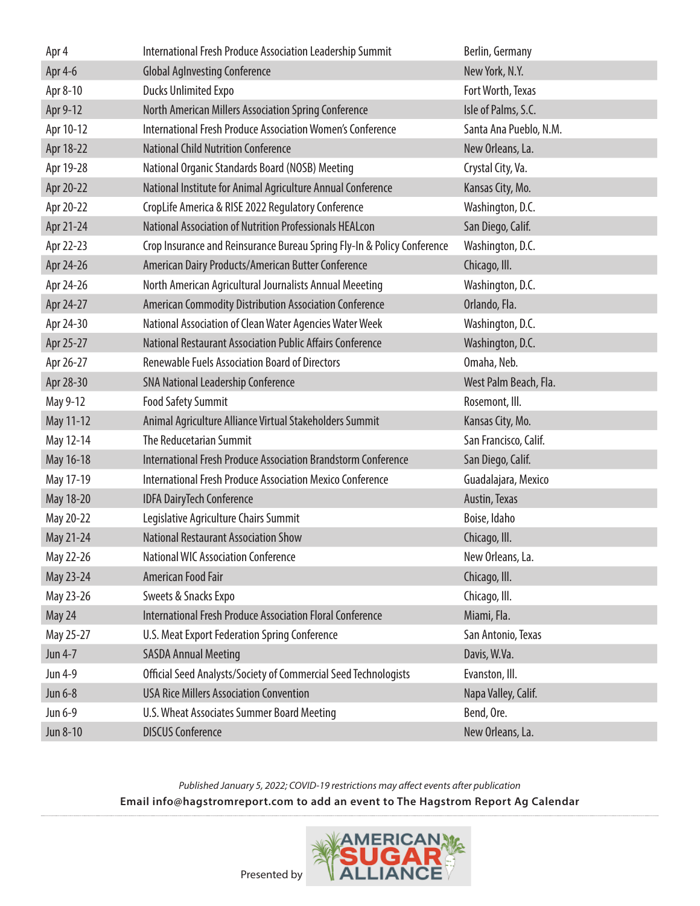| | | |
|---|---|---|
| Apr 4 | International Fresh Produce Association Leadership Summit | Berlin, Germany |
| Apr 4-6 | Global AgInvesting Conference | New York, N.Y. |
| Apr 8-10 | Ducks Unlimited Expo | Fort Worth, Texas |
| Apr 9-12 | North American Millers Association Spring Conference | Isle of Palms, S.C. |
| Apr 10-12 | International Fresh Produce Association Women's Conference | Santa Ana Pueblo, N.M. |
| Apr 18-22 | National Child Nutrition Conference | New Orleans, La. |
| Apr 19-28 | National Organic Standards Board (NOSB) Meeting | Crystal City, Va. |
| Apr 20-22 | National Institute for Animal Agriculture Annual Conference | Kansas City, Mo. |
| Apr 20-22 | CropLife America & RISE 2022 Regulatory Conference | Washington, D.C. |
| Apr 21-24 | National Association of Nutrition Professionals HEALcon | San Diego, Calif. |
| Apr 22-23 | Crop Insurance and Reinsurance Bureau Spring Fly-In & Policy Conference | Washington, D.C. |
| Apr 24-26 | American Dairy Products/American Butter Conference | Chicago, Ill. |
| Apr 24-26 | North American Agricultural Journalists Annual Meeeting | Washington, D.C. |
| Apr 24-27 | American Commodity Distribution Association Conference | Orlando, Fla. |
| Apr 24-30 | National Association of Clean Water Agencies Water Week | Washington, D.C. |
| Apr 25-27 | National Restaurant Association Public Affairs Conference | Washington, D.C. |
| Apr 26-27 | Renewable Fuels Association Board of Directors | Omaha, Neb. |
| Apr 28-30 | SNA National Leadership Conference | West Palm Beach, Fla. |
| May 9-12 | Food Safety Summit | Rosemont, Ill. |
| May 11-12 | Animal Agriculture Alliance Virtual Stakeholders Summit | Kansas City, Mo. |
| May 12-14 | The Reducetarian Summit | San Francisco, Calif. |
| May 16-18 | International Fresh Produce Association Brandstorm Conference | San Diego, Calif. |
| May 17-19 | International Fresh Produce Association Mexico Conference | Guadalajara, Mexico |
| May 18-20 | IDFA DairyTech Conference | Austin, Texas |
| May 20-22 | Legislative Agriculture Chairs Summit | Boise, Idaho |
| May 21-24 | National Restaurant Association Show | Chicago, Ill. |
| May 22-26 | National WIC Association Conference | New Orleans, La. |
| May 23-24 | American Food Fair | Chicago, Ill. |
| May 23-26 | Sweets & Snacks Expo | Chicago, Ill. |
| May 24 | International Fresh Produce Association Floral Conference | Miami, Fla. |
| May 25-27 | U.S. Meat Export Federation Spring Conference | San Antonio, Texas |
| Jun 4-7 | SASDA Annual Meeting | Davis, W.Va. |
| Jun 4-9 | Official Seed Analysts/Society of Commercial Seed Technologists | Evanston, Ill. |
| Jun 6-8 | USA Rice Millers Association Convention | Napa Valley, Calif. |
| Jun 6-9 | U.S. Wheat Associates Summer Board Meeting | Bend, Ore. |
| Jun 8-10 | DISCUS Conference | New Orleans, La. |

*Published January 5, 2022; COVID-19 restrictions may affect events after publication*

**Email info@hagstromreport.com to add an event to The Hagstrom Report Ag Calendar**

Presented by AMERICAN SUGAR ALLIANCE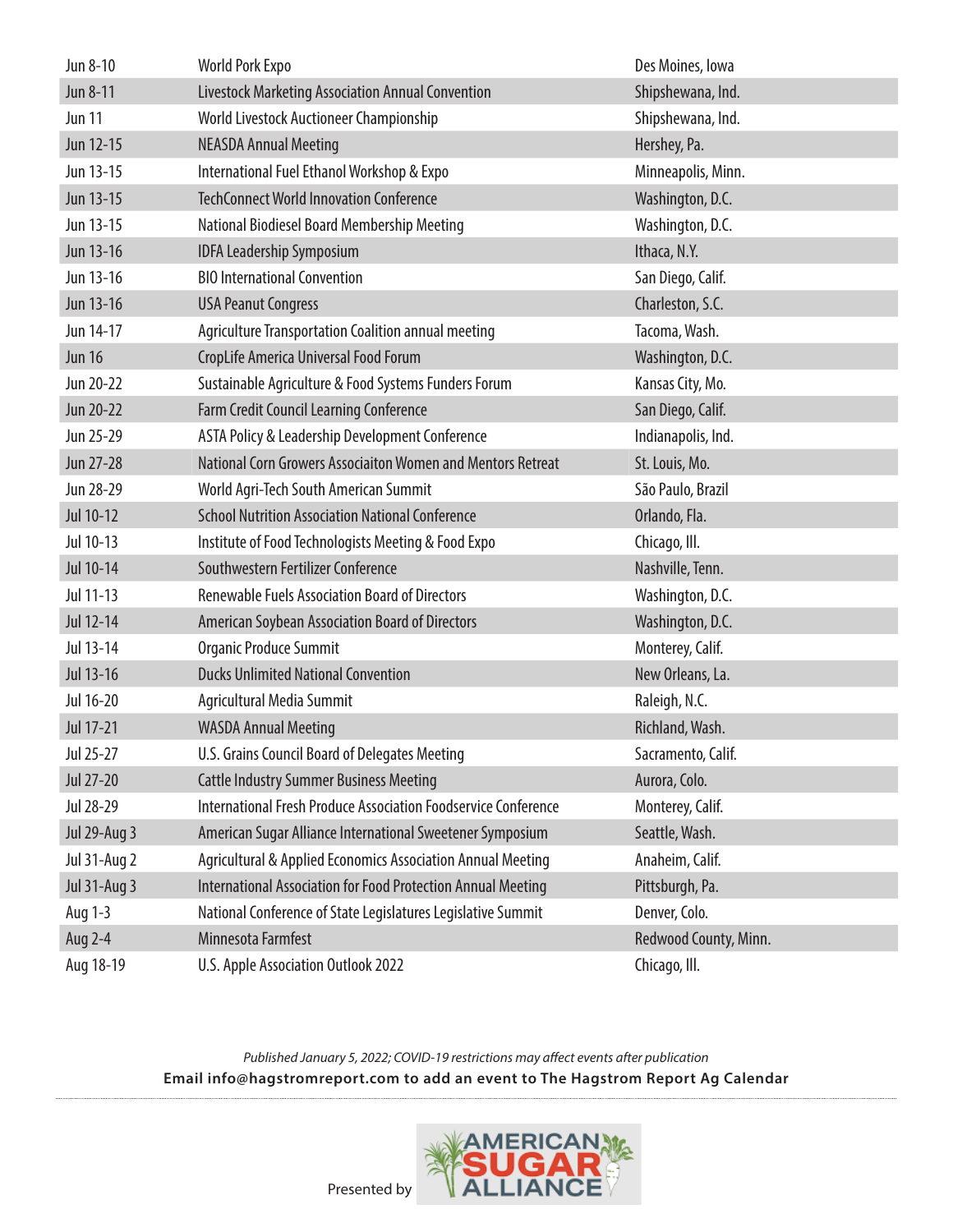| | | |
|---|---|---|
| Jun 8-10 | World Pork Expo | Des Moines, Iowa |
| Jun 8-11 | Livestock Marketing Association Annual Convention | Shipshewana, Ind. |
| Jun 11 | World Livestock Auctioneer Championship | Shipshewana, Ind. |
| Jun 12-15 | NEASDA Annual Meeting | Hershey, Pa. |
| Jun 13-15 | International Fuel Ethanol Workshop & Expo | Minneapolis, Minn. |
| Jun 13-15 | TechConnect World Innovation Conference | Washington, D.C. |
| Jun 13-15 | National Biodiesel Board Membership Meeting | Washington, D.C. |
| Jun 13-16 | IDFA Leadership Symposium | Ithaca, N.Y. |
| Jun 13-16 | BIO International Convention | San Diego, Calif. |
| Jun 13-16 | USA Peanut Congress | Charleston, S.C. |
| Jun 14-17 | Agriculture Transportation Coalition annual meeting | Tacoma, Wash. |
| Jun 16 | CropLife America Universal Food Forum | Washington, D.C. |
| Jun 20-22 | Sustainable Agriculture & Food Systems Funders Forum | Kansas City, Mo. |
| Jun 20-22 | Farm Credit Council Learning Conference | San Diego, Calif. |
| Jun 25-29 | ASTA Policy & Leadership Development Conference | Indianapolis, Ind. |
| Jun 27-28 | National Corn Growers Associaiton Women and Mentors Retreat | St. Louis, Mo. |
| Jun 28-29 | World Agri-Tech South American Summit | São Paulo, Brazil |
| Jul 10-12 | School Nutrition Association National Conference | Orlando, Fla. |
| Jul 10-13 | Institute of Food Technologists Meeting & Food Expo | Chicago, Ill. |
| Jul 10-14 | Southwestern Fertilizer Conference | Nashville, Tenn. |
| Jul 11-13 | Renewable Fuels Association Board of Directors | Washington, D.C. |
| Jul 12-14 | American Soybean Association Board of Directors | Washington, D.C. |
| Jul 13-14 | Organic Produce Summit | Monterey, Calif. |
| Jul 13-16 | Ducks Unlimited National Convention | New Orleans, La. |
| Jul 16-20 | Agricultural Media Summit | Raleigh, N.C. |
| Jul 17-21 | WASDA Annual Meeting | Richland, Wash. |
| Jul 25-27 | U.S. Grains Council Board of Delegates Meeting | Sacramento, Calif. |
| Jul 27-20 | Cattle Industry Summer Business Meeting | Aurora, Colo. |
| Jul 28-29 | International Fresh Produce Association Foodservice Conference | Monterey, Calif. |
| Jul 29-Aug 3 | American Sugar Alliance International Sweetener Symposium | Seattle, Wash. |
| Jul 31-Aug 2 | Agricultural & Applied Economics Association Annual Meeting | Anaheim, Calif. |
| Jul 31-Aug 3 | International Association for Food Protection Annual Meeting | Pittsburgh, Pa. |
| Aug 1-3 | National Conference of State Legislatures Legislative Summit | Denver, Colo. |
| Aug 2-4 | Minnesota Farmfest | Redwood County, Minn. |
| Aug 18-19 | U.S. Apple Association Outlook 2022 | Chicago, Ill. |

*Published January 5, 2022; COVID-19 restrictions may affect events after publication*

**Email info@hagstromreport.com to add an event to The Hagstrom Report Ag Calendar**

Presented by AMERICAN SUGAR ALLIANCE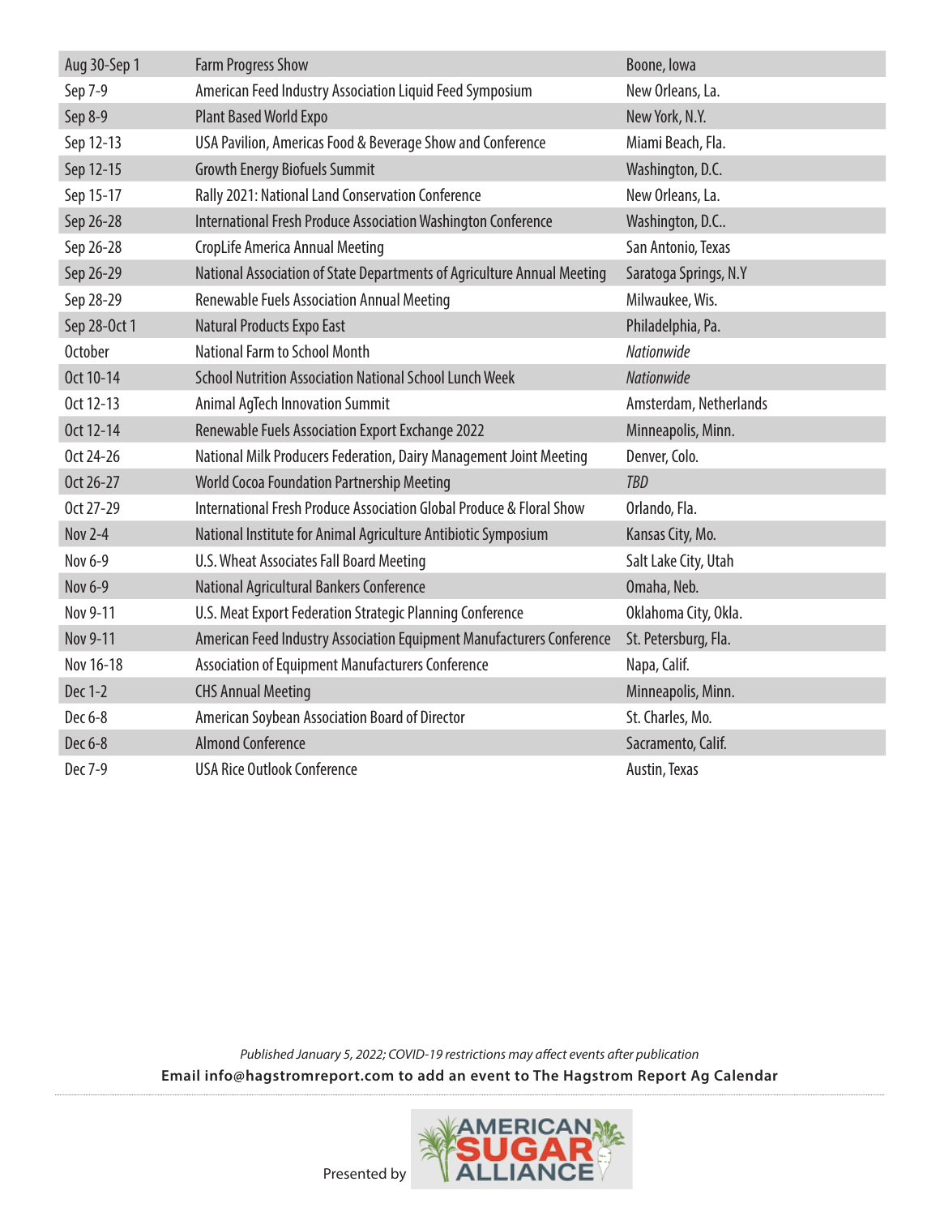| | | |
|---|---|---|
| Aug 30-Sep 1 | Farm Progress Show | Boone, Iowa |
| Sep 7-9 | American Feed Industry Association Liquid Feed Symposium | New Orleans, La. |
| Sep 8-9 | Plant Based World Expo | New York, N.Y. |
| Sep 12-13 | USA Pavilion, Americas Food & Beverage Show and Conference | Miami Beach, Fla. |
| Sep 12-15 | Growth Energy Biofuels Summit | Washington, D.C. |
| Sep 15-17 | Rally 2021: National Land Conservation Conference | New Orleans, La. |
| Sep 26-28 | International Fresh Produce Association Washington Conference | Washington, D.C.. |
| Sep 26-28 | CropLife America Annual Meeting | San Antonio, Texas |
| Sep 26-29 | National Association of State Departments of Agriculture Annual Meeting | Saratoga Springs, N.Y |
| Sep 28-29 | Renewable Fuels Association Annual Meeting | Milwaukee, Wis. |
| Sep 28-Oct 1 | Natural Products Expo East | Philadelphia, Pa. |
| October | National Farm to School Month | *Nationwide* |
| Oct 10-14 | School Nutrition Association National School Lunch Week | *Nationwide* |
| Oct 12-13 | Animal AgTech Innovation Summit | Amsterdam, Netherlands |
| Oct 12-14 | Renewable Fuels Association Export Exchange 2022 | Minneapolis, Minn. |
| Oct 24-26 | National Milk Producers Federation, Dairy Management Joint Meeting | Denver, Colo. |
| Oct 26-27 | World Cocoa Foundation Partnership Meeting | *TBD* |
| Oct 27-29 | International Fresh Produce Association Global Produce & Floral Show | Orlando, Fla. |
| Nov 2-4 | National Institute for Animal Agriculture Antibiotic Symposium | Kansas City, Mo. |
| Nov 6-9 | U.S. Wheat Associates Fall Board Meeting | Salt Lake City, Utah |
| Nov 6-9 | National Agricultural Bankers Conference | Omaha, Neb. |
| Nov 9-11 | U.S. Meat Export Federation Strategic Planning Conference | Oklahoma City, Okla. |
| Nov 9-11 | American Feed Industry Association Equipment Manufacturers Conference | St. Petersburg, Fla. |
| Nov 16-18 | Association of Equipment Manufacturers Conference | Napa, Calif. |
| Dec 1-2 | CHS Annual Meeting | Minneapolis, Minn. |
| Dec 6-8 | American Soybean Association Board of Director | St. Charles, Mo. |
| Dec 6-8 | Almond Conference | Sacramento, Calif. |
| Dec 7-9 | USA Rice Outlook Conference | Austin, Texas |

*Published January 5, 2022; COVID-19 restrictions may affect events after publication*

**Email info@hagstromreport.com to add an event to The Hagstrom Report Ag Calendar**

Presented by AMERICAN SUGAR ALLIANCE